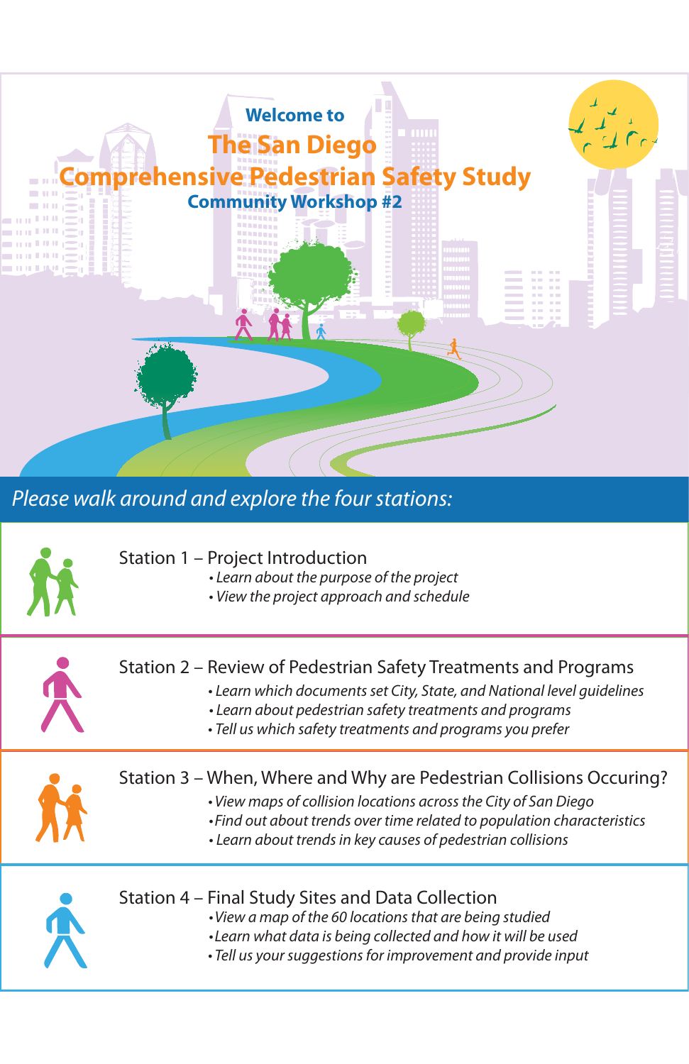Welcome to

# The San Diego Comprehensive Pedestrian Safety Study

## Community Workshop #2

*Please walk around and explore the four stations:*

### Station 1 – Project Introduction

- *Learn about the purpose of the project*
- *View the project approach and schedule*

### Station 2 – Review of Pedestrian Safety Treatments and Programs

- *Learn which documents set City, State, and National level guidelines*
- *Learn about pedestrian safety treatments and programs*
- *Tell us which safety treatments and programs you prefer*

### Station 3 – When, Where and Why are Pedestrian Collisions Occuring?

- *View maps of collision locations across the City of San Diego*
- *Find out about trends over time related to population characteristics*
- *Learn about trends in key causes of pedestrian collisions*

### Station 4 – Final Study Sites and Data Collection

- *View a map of the 60 locations that are being studied*
- *Learn what data is being collected and how it will be used*
- *Tell us your suggestions for improvement and provide input*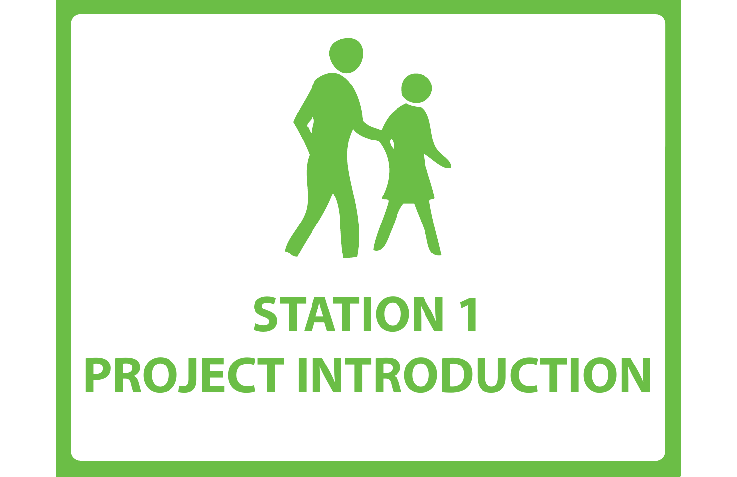# STATION 1
# PROJECT INTRODUCTION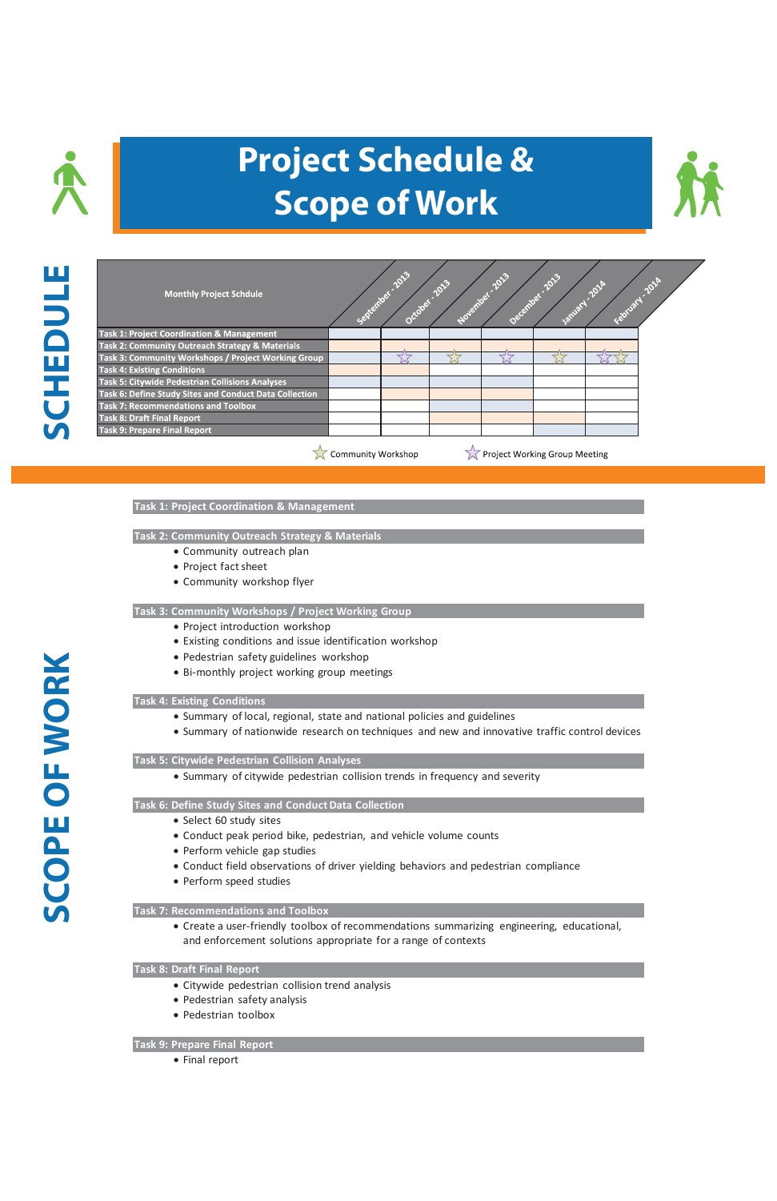# Project Schedule & Scope of Work

## SCHEDULE

| Monthly Project Schdule | September - 2013 | October - 2013 | November - 2013 | December - 2013 | January - 2014 | February - 2014 |
|---|---|---|---|---|---|---|
| Task 1: Project Coordination & Management | ■ | ■ | ■ | ■ | ■ | ■ |
| Task 2: Community Outreach Strategy & Materials | ■ | ■ | ■ | ■ | ■ | |
| Task 3: Community Workshops / Project Working Group | ■ | ■ ☆ (Project Working Group Meeting) | ■ ☆ (Community Workshop) | ■ ☆ (Project Working Group Meeting) | ■ ☆ (Community Workshop) | ■ ☆ (Project Working Group Meeting) ☆ (Community Workshop) |
| Task 4: Existing Conditions | ■ | ■ | | | | |
| Task 5: Citywide Pedestrian Collisions Analyses | ■ | ■ | ■ | ■ | | |
| Task 6: Define Study Sites and Conduct Data Collection | | ■ | ■ | ■ | | |
| Task 7: Recommendations and Toolbox | | | ■ | ■ | | |
| Task 8: Draft Final Report | | | ■ | ■ | ■ | |
| Task 9: Prepare Final Report | | | | | | ■ |

☆ Community Workshop ☆ Project Working Group Meeting

## SCOPE OF WORK

**Task 1: Project Coordination & Management**

**Task 2: Community Outreach Strategy & Materials**
- Community outreach plan
- Project fact sheet
- Community workshop flyer

**Task 3: Community Workshops / Project Working Group**
- Project introduction workshop
- Existing conditions and issue identification workshop
- Pedestrian safety guidelines workshop
- Bi-monthly project working group meetings

**Task 4: Existing Conditions**
- Summary of local, regional, state and national policies and guidelines
- Summary of nationwide research on techniques and new and innovative traffic control devices

**Task 5: Citywide Pedestrian Collision Analyses**
- Summary of citywide pedestrian collision trends in frequency and severity

**Task 6: Define Study Sites and Conduct Data Collection**
- Select 60 study sites
- Conduct peak period bike, pedestrian, and vehicle volume counts
- Perform vehicle gap studies
- Conduct field observations of driver yielding behaviors and pedestrian compliance
- Perform speed studies

**Task 7: Recommendations and Toolbox**
- Create a user-friendly toolbox of recommendations summarizing engineering, educational, and enforcement solutions appropriate for a range of contexts

**Task 8: Draft Final Report**
- Citywide pedestrian collision trend analysis
- Pedestrian safety analysis
- Pedestrian toolbox

**Task 9: Prepare Final Report**
- Final report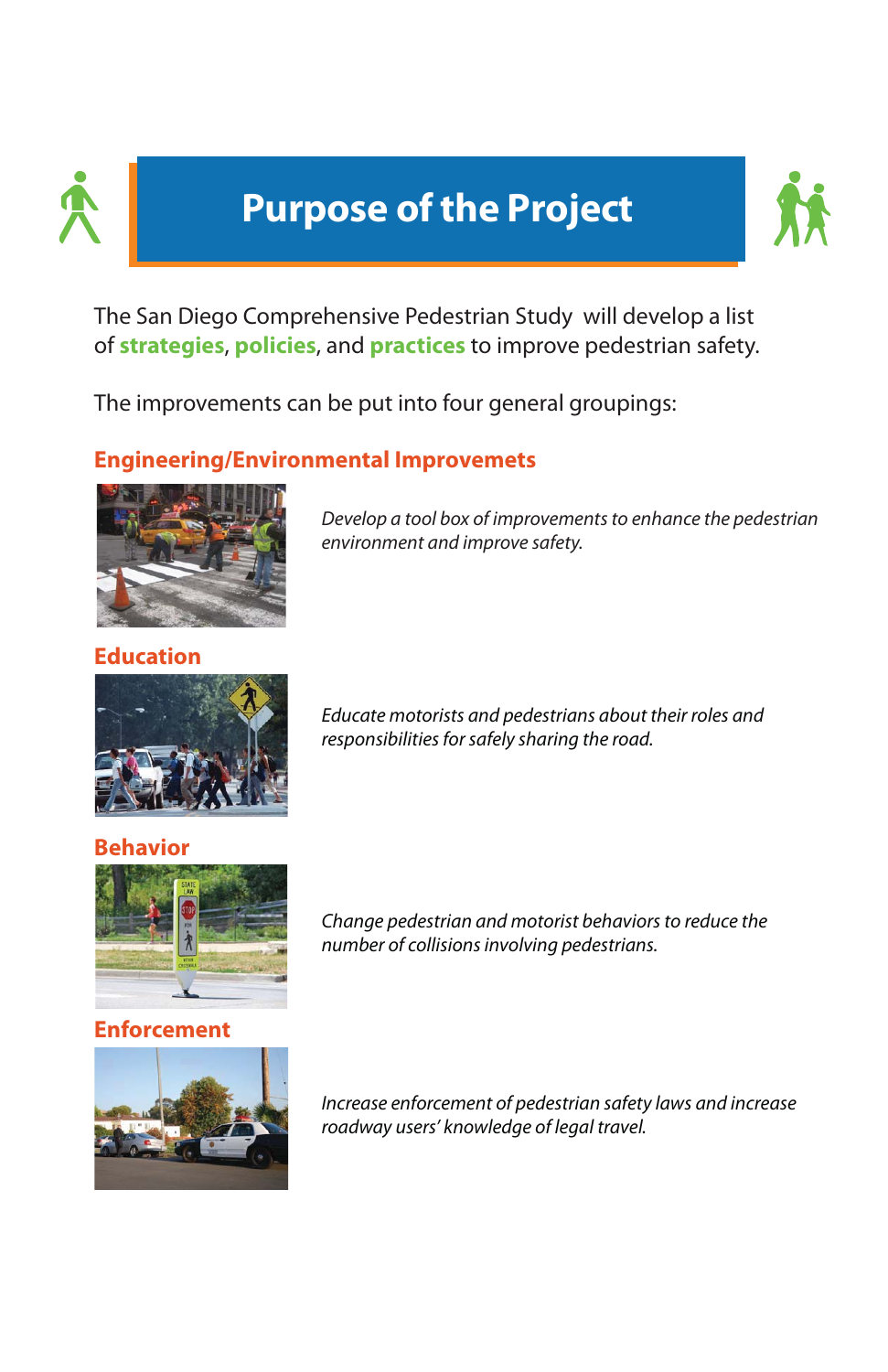# Purpose of the Project

The San Diego Comprehensive Pedestrian Study will develop a list of **strategies**, **policies**, and **practices** to improve pedestrian safety.

The improvements can be put into four general groupings:

## Engineering/Environmental Improvemets

*Develop a tool box of improvements to enhance the pedestrian environment and improve safety.*

## Education

*Educate motorists and pedestrians about their roles and responsibilities for safely sharing the road.*

## Behavior

*Change pedestrian and motorist behaviors to reduce the number of collisions involving pedestrians.*

## Enforcement

*Increase enforcement of pedestrian safety laws and increase roadway users' knowledge of legal travel.*